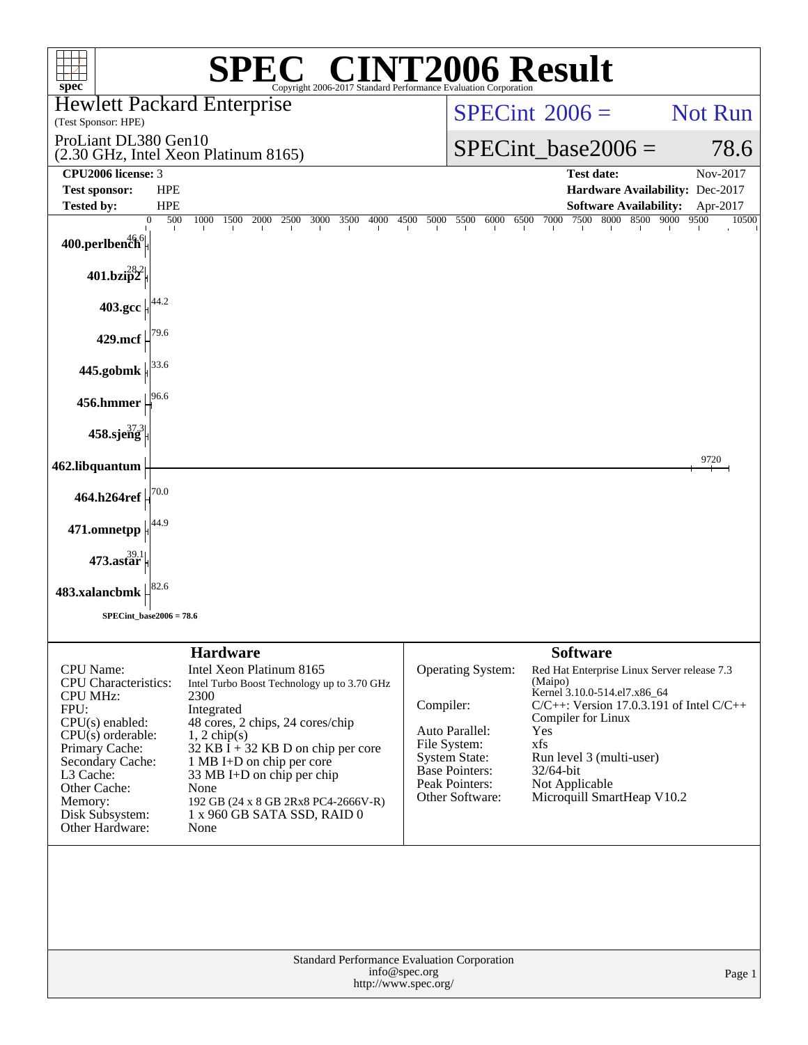# SPEC® CINT2006 Result

Copyright 2006-2017 Standard Performance Evaluation Corporation

**Hewlett Packard Enterprise**
(Test Sponsor: HPE)

ProLiant DL380 Gen10
(2.30 GHz, Intel Xeon Platinum 8165)

SPECint 2006 = Not Run

SPECint_base2006 = 78.6

| | | | |
|---|---|---|---|
| **CPU2006 license:** | 3 | **Test date:** | Nov-2017 |
| **Test sponsor:** | HPE | **Hardware Availability:** | Dec-2017 |
| **Tested by:** | HPE | **Software Availability:** | Apr-2017 |

| Benchmark | Base Ratio |
|---|---|
| 400.perlbench | 46.6 |
| 401.bzip2 | 28.2 |
| 403.gcc | 44.2 |
| 429.mcf | 79.6 |
| 445.gobmk | 33.6 |
| 456.hmmer | 96.6 |
| 458.sjeng | 37.3 |
| 462.libquantum | 9720 |
| 464.h264ref | 70.0 |
| 471.omnetpp | 44.9 |
| 473.astar | 39.1 |
| 483.xalancbmk | 82.6 |

SPECint_base2006 = 78.6

## Hardware

| | |
|---|---|
| CPU Name: | Intel Xeon Platinum 8165 |
| CPU Characteristics: | Intel Turbo Boost Technology up to 3.70 GHz |
| CPU MHz: | 2300 |
| FPU: | Integrated |
| CPU(s) enabled: | 48 cores, 2 chips, 24 cores/chip |
| CPU(s) orderable: | 1, 2 chip(s) |
| Primary Cache: | 32 KB I + 32 KB D on chip per core |
| Secondary Cache: | 1 MB I+D on chip per core |
| L3 Cache: | 33 MB I+D on chip per chip |
| Other Cache: | None |
| Memory: | 192 GB (24 x 8 GB 2Rx8 PC4-2666V-R) |
| Disk Subsystem: | 1 x 960 GB SATA SSD, RAID 0 |
| Other Hardware: | None |

## Software

| | |
|---|---|
| Operating System: | Red Hat Enterprise Linux Server release 7.3 (Maipo) Kernel 3.10.0-514.el7.x86_64 |
| Compiler: | C/C++: Version 17.0.3.191 of Intel C/C++ Compiler for Linux |
| Auto Parallel: | Yes |
| File System: | xfs |
| System State: | Run level 3 (multi-user) |
| Base Pointers: | 32/64-bit |
| Peak Pointers: | Not Applicable |
| Other Software: | Microquill SmartHeap V10.2 |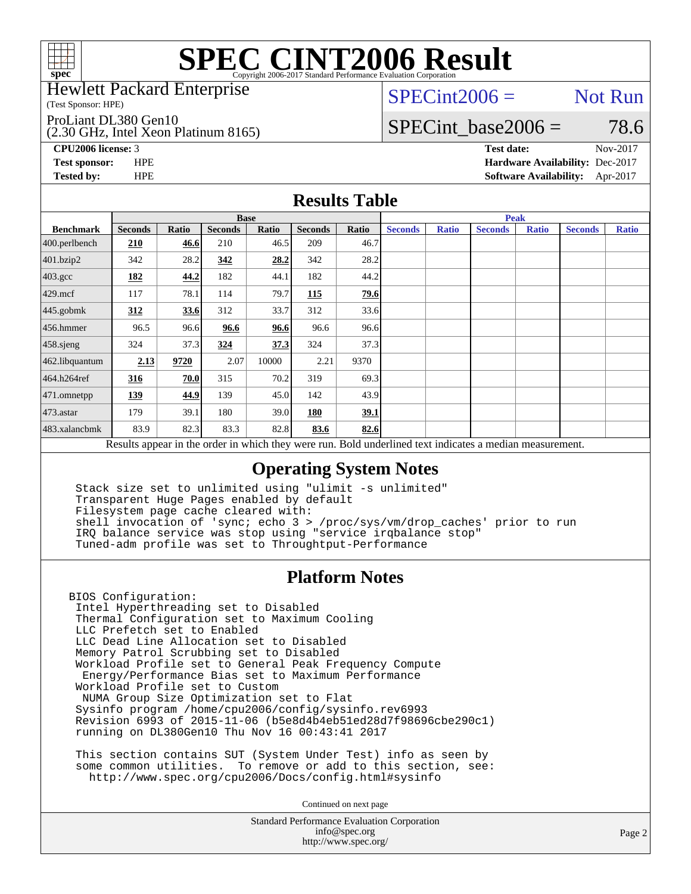# SPEC CINT2006 Result

Copyright 2006-2017 Standard Performance Evaluation Corporation

Hewlett Packard Enterprise
(Test Sponsor: HPE)

ProLiant DL380 Gen10
(2.30 GHz, Intel Xeon Platinum 8165)

SPECint2006 = Not Run

SPECint_base2006 = 78.6

**CPU2006 license:** 3
**Test sponsor:** HPE
**Tested by:** HPE

**Test date:** Nov-2017
**Hardware Availability:** Dec-2017
**Software Availability:** Apr-2017

## Results Table

| Benchmark | Base | | | | | | Peak | | | | | |
|---|---|---|---|---|---|---|---|---|---|---|---|---|
| | Seconds | Ratio | Seconds | Ratio | Seconds | Ratio | Seconds | Ratio | Seconds | Ratio | Seconds | Ratio |
| 400.perlbench | **210** | **46.6** | 210 | 46.5 | 209 | 46.7 | | | | | | |
| 401.bzip2 | 342 | 28.2 | **342** | **28.2** | 342 | 28.2 | | | | | | |
| 403.gcc | **182** | **44.2** | 182 | 44.1 | 182 | 44.2 | | | | | | |
| 429.mcf | 117 | 78.1 | 114 | 79.7 | **115** | **79.6** | | | | | | |
| 445.gobmk | **312** | **33.6** | 312 | 33.7 | 312 | 33.6 | | | | | | |
| 456.hmmer | 96.5 | 96.6 | **96.6** | **96.6** | 96.6 | 96.6 | | | | | | |
| 458.sjeng | 324 | 37.3 | **324** | **37.3** | 324 | 37.3 | | | | | | |
| 462.libquantum | **2.13** | **9720** | 2.07 | 10000 | 2.21 | 9370 | | | | | | |
| 464.h264ref | **316** | **70.0** | 315 | 70.2 | 319 | 69.3 | | | | | | |
| 471.omnetpp | **139** | **44.9** | 139 | 45.0 | 142 | 43.9 | | | | | | |
| 473.astar | 179 | 39.1 | 180 | 39.0 | **180** | **39.1** | | | | | | |
| 483.xalancbmk | 83.9 | 82.3 | 83.3 | 82.8 | **83.6** | **82.6** | | | | | | |

Results appear in the order in which they were run. Bold underlined text indicates a median measurement.

## Operating System Notes

```
Stack size set to unlimited using "ulimit -s unlimited"
Transparent Huge Pages enabled by default
Filesystem page cache cleared with:
shell invocation of 'sync; echo 3 > /proc/sys/vm/drop_caches' prior to run
IRQ balance service was stop using "service irqbalance stop"
Tuned-adm profile was set to Throughput-Performance
```

## Platform Notes

```
BIOS Configuration:
 Intel Hyperthreading set to Disabled
 Thermal Configuration set to Maximum Cooling
 LLC Prefetch set to Enabled
 LLC Dead Line Allocation set to Disabled
 Memory Patrol Scrubbing set to Disabled
 Workload Profile set to General Peak Frequency Compute
  Energy/Performance Bias set to Maximum Performance
 Workload Profile set to Custom
  NUMA Group Size Optimization set to Flat
 Sysinfo program /home/cpu2006/config/sysinfo.rev6993
 Revision 6993 of 2015-11-06 (b5e8d4b4eb51ed28d7f98696cbe290c1)
 running on DL380Gen10 Thu Nov 16 00:43:41 2017

 This section contains SUT (System Under Test) info as seen by
 some common utilities.  To remove or add to this section, see:
   http://www.spec.org/cpu2006/Docs/config.html#sysinfo
```

Continued on next page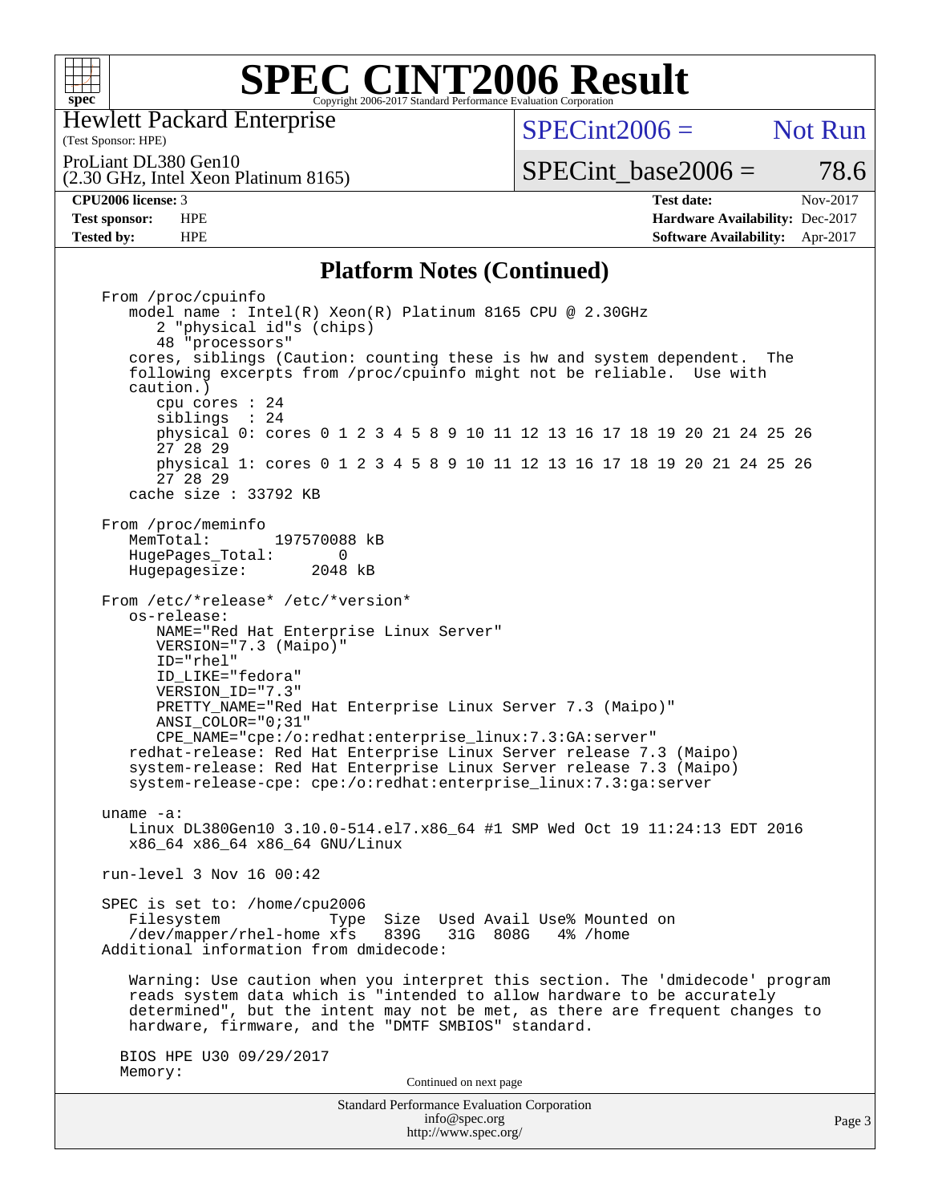# SPEC CINT2006 Result

Hewlett Packard Enterprise
(Test Sponsor: HPE)

ProLiant DL380 Gen10
(2.30 GHz, Intel Xeon Platinum 8165)

SPECint2006 = Not Run

SPECint_base2006 = 78.6

| | | | |
|---|---|---|---|
| **CPU2006 license:** | 3 | **Test date:** | Nov-2017 |
| **Test sponsor:** | HPE | **Hardware Availability:** | Dec-2017 |
| **Tested by:** | HPE | **Software Availability:** | Apr-2017 |

## Platform Notes (Continued)

```
From /proc/cpuinfo
   model name : Intel(R) Xeon(R) Platinum 8165 CPU @ 2.30GHz
      2 "physical id"s (chips)
      48 "processors"
   cores, siblings (Caution: counting these is hw and system dependent.  The
   following excerpts from /proc/cpuinfo might not be reliable.  Use with
   caution.)
      cpu cores : 24
      siblings  : 24
      physical 0: cores 0 1 2 3 4 5 8 9 10 11 12 13 16 17 18 19 20 21 24 25 26
      27 28 29
      physical 1: cores 0 1 2 3 4 5 8 9 10 11 12 13 16 17 18 19 20 21 24 25 26
      27 28 29
   cache size : 33792 KB

From /proc/meminfo
   MemTotal:       197570088 kB
   HugePages_Total:       0
   Hugepagesize:       2048 kB

From /etc/*release* /etc/*version*
   os-release:
      NAME="Red Hat Enterprise Linux Server"
      VERSION="7.3 (Maipo)"
      ID="rhel"
      ID_LIKE="fedora"
      VERSION_ID="7.3"
      PRETTY_NAME="Red Hat Enterprise Linux Server 7.3 (Maipo)"
      ANSI_COLOR="0;31"
      CPE_NAME="cpe:/o:redhat:enterprise_linux:7.3:GA:server"
   redhat-release: Red Hat Enterprise Linux Server release 7.3 (Maipo)
   system-release: Red Hat Enterprise Linux Server release 7.3 (Maipo)
   system-release-cpe: cpe:/o:redhat:enterprise_linux:7.3:ga:server

uname -a:
   Linux DL380Gen10 3.10.0-514.el7.x86_64 #1 SMP Wed Oct 19 11:24:13 EDT 2016
   x86_64 x86_64 x86_64 GNU/Linux

run-level 3 Nov 16 00:42

SPEC is set to: /home/cpu2006
   Filesystem            Type  Size  Used Avail Use% Mounted on
   /dev/mapper/rhel-home xfs   839G   31G  808G   4% /home
Additional information from dmidecode:

   Warning: Use caution when you interpret this section. The 'dmidecode' program
   reads system data which is "intended to allow hardware to be accurately
   determined", but the intent may not be met, as there are frequent changes to
   hardware, firmware, and the "DMTF SMBIOS" standard.

  BIOS HPE U30 09/29/2017
  Memory:
```

Continued on next page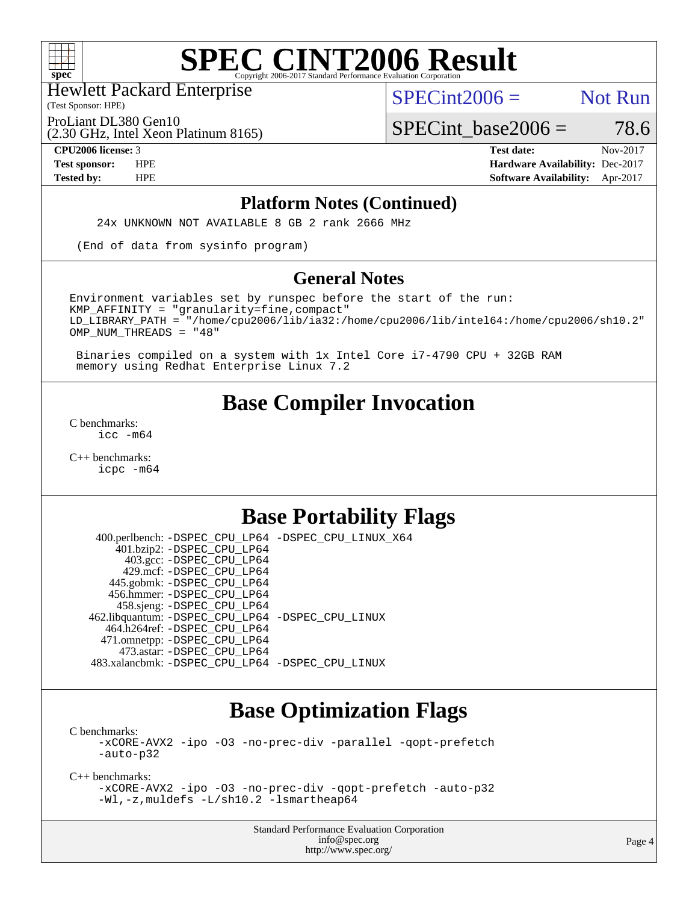# SPEC CINT2006 Result

Hewlett Packard Enterprise
(Test Sponsor: HPE)

ProLiant DL380 Gen10
(2.30 GHz, Intel Xeon Platinum 8165)

SPECint2006 = Not Run

SPECint_base2006 = 78.6

**CPU2006 license:** 3
**Test sponsor:** HPE
**Tested by:** HPE

**Test date:** Nov-2017
**Hardware Availability:** Dec-2017
**Software Availability:** Apr-2017

## Platform Notes (Continued)

```
    24x UNKNOWN NOT AVAILABLE 8 GB 2 rank 2666 MHz

 (End of data from sysinfo program)
```

## General Notes

```
Environment variables set by runspec before the start of the run:
KMP_AFFINITY = "granularity=fine,compact"
LD_LIBRARY_PATH = "/home/cpu2006/lib/ia32:/home/cpu2006/lib/intel64:/home/cpu2006/sh10.2"
OMP_NUM_THREADS = "48"

 Binaries compiled on a system with 1x Intel Core i7-4790 CPU + 32GB RAM
 memory using Redhat Enterprise Linux 7.2
```

## Base Compiler Invocation

C benchmarks:
    icc -m64

C++ benchmarks:
    icpc -m64

## Base Portability Flags

| | |
|---|---|
| 400.perlbench: | -DSPEC_CPU_LP64 -DSPEC_CPU_LINUX_X64 |
| 401.bzip2: | -DSPEC_CPU_LP64 |
| 403.gcc: | -DSPEC_CPU_LP64 |
| 429.mcf: | -DSPEC_CPU_LP64 |
| 445.gobmk: | -DSPEC_CPU_LP64 |
| 456.hmmer: | -DSPEC_CPU_LP64 |
| 458.sjeng: | -DSPEC_CPU_LP64 |
| 462.libquantum: | -DSPEC_CPU_LP64 -DSPEC_CPU_LINUX |
| 464.h264ref: | -DSPEC_CPU_LP64 |
| 471.omnetpp: | -DSPEC_CPU_LP64 |
| 473.astar: | -DSPEC_CPU_LP64 |
| 483.xalancbmk: | -DSPEC_CPU_LP64 -DSPEC_CPU_LINUX |

## Base Optimization Flags

C benchmarks:
    -xCORE-AVX2 -ipo -O3 -no-prec-div -parallel -qopt-prefetch
    -auto-p32

C++ benchmarks:
    -xCORE-AVX2 -ipo -O3 -no-prec-div -qopt-prefetch -auto-p32
    -Wl,-z,muldefs -L/sh10.2 -lsmartheap64

Standard Performance Evaluation Corporation
info@spec.org
http://www.spec.org/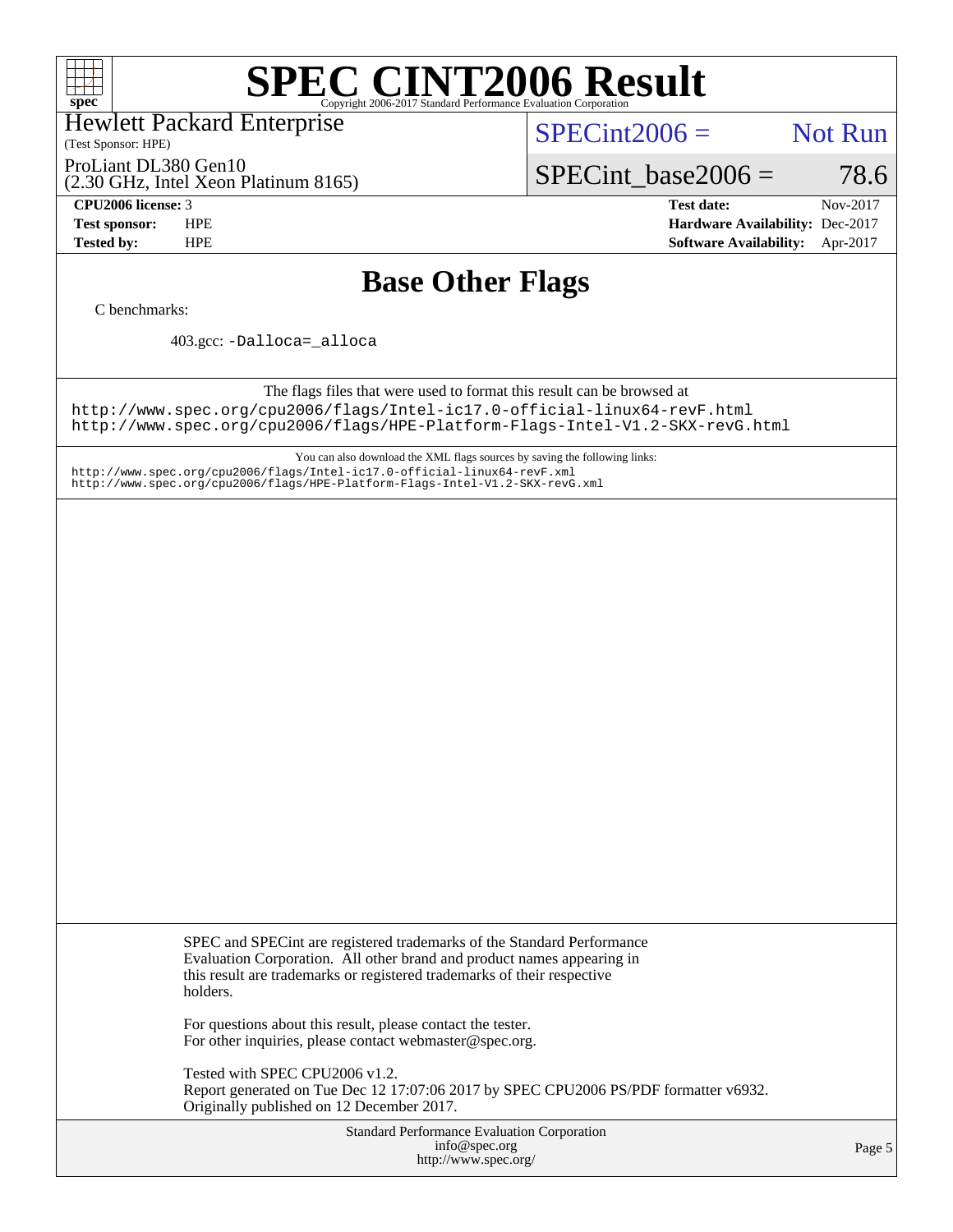# SPEC CINT2006 Result

Copyright 2006-2017 Standard Performance Evaluation Corporation

Hewlett Packard Enterprise
(Test Sponsor: HPE)

ProLiant DL380 Gen10
(2.30 GHz, Intel Xeon Platinum 8165)

SPECint2006 = Not Run

SPECint_base2006 = 78.6

| | | | |
|---|---|---|---|
| **CPU2006 license:** | 3 | **Test date:** | Nov-2017 |
| **Test sponsor:** | HPE | **Hardware Availability:** | Dec-2017 |
| **Tested by:** | HPE | **Software Availability:** | Apr-2017 |

## Base Other Flags

C benchmarks:

403.gcc: -Dalloca=_alloca

The flags files that were used to format this result can be browsed at
http://www.spec.org/cpu2006/flags/Intel-ic17.0-official-linux64-revF.html
http://www.spec.org/cpu2006/flags/HPE-Platform-Flags-Intel-V1.2-SKX-revG.html

You can also download the XML flags sources by saving the following links:
http://www.spec.org/cpu2006/flags/Intel-ic17.0-official-linux64-revF.xml
http://www.spec.org/cpu2006/flags/HPE-Platform-Flags-Intel-V1.2-SKX-revG.xml

SPEC and SPECint are registered trademarks of the Standard Performance Evaluation Corporation. All other brand and product names appearing in this result are trademarks or registered trademarks of their respective holders.

For questions about this result, please contact the tester.
For other inquiries, please contact webmaster@spec.org.

Tested with SPEC CPU2006 v1.2.
Report generated on Tue Dec 12 17:07:06 2017 by SPEC CPU2006 PS/PDF formatter v6932.
Originally published on 12 December 2017.

Standard Performance Evaluation Corporation
info@spec.org
http://www.spec.org/